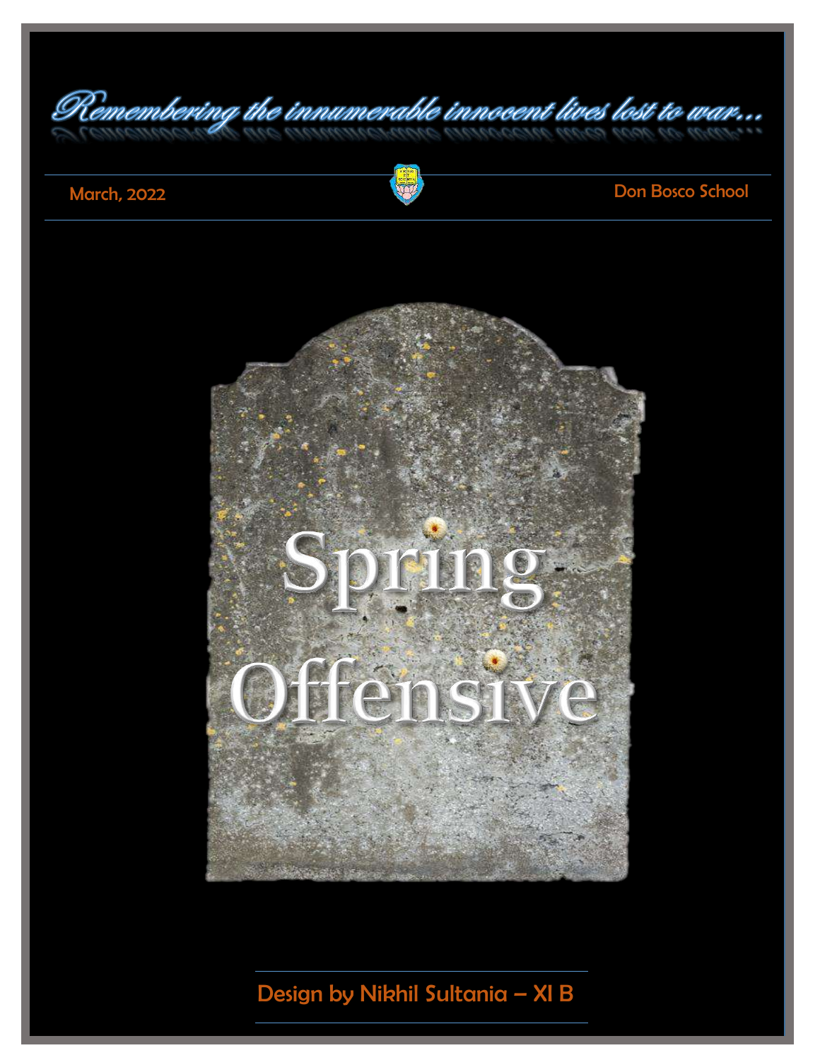*Remembering the innumerable innocent lives lost to war...*

March, 2022

Don Bosco School

# Spring Offensive

Design by Nikhil Sultania – XI B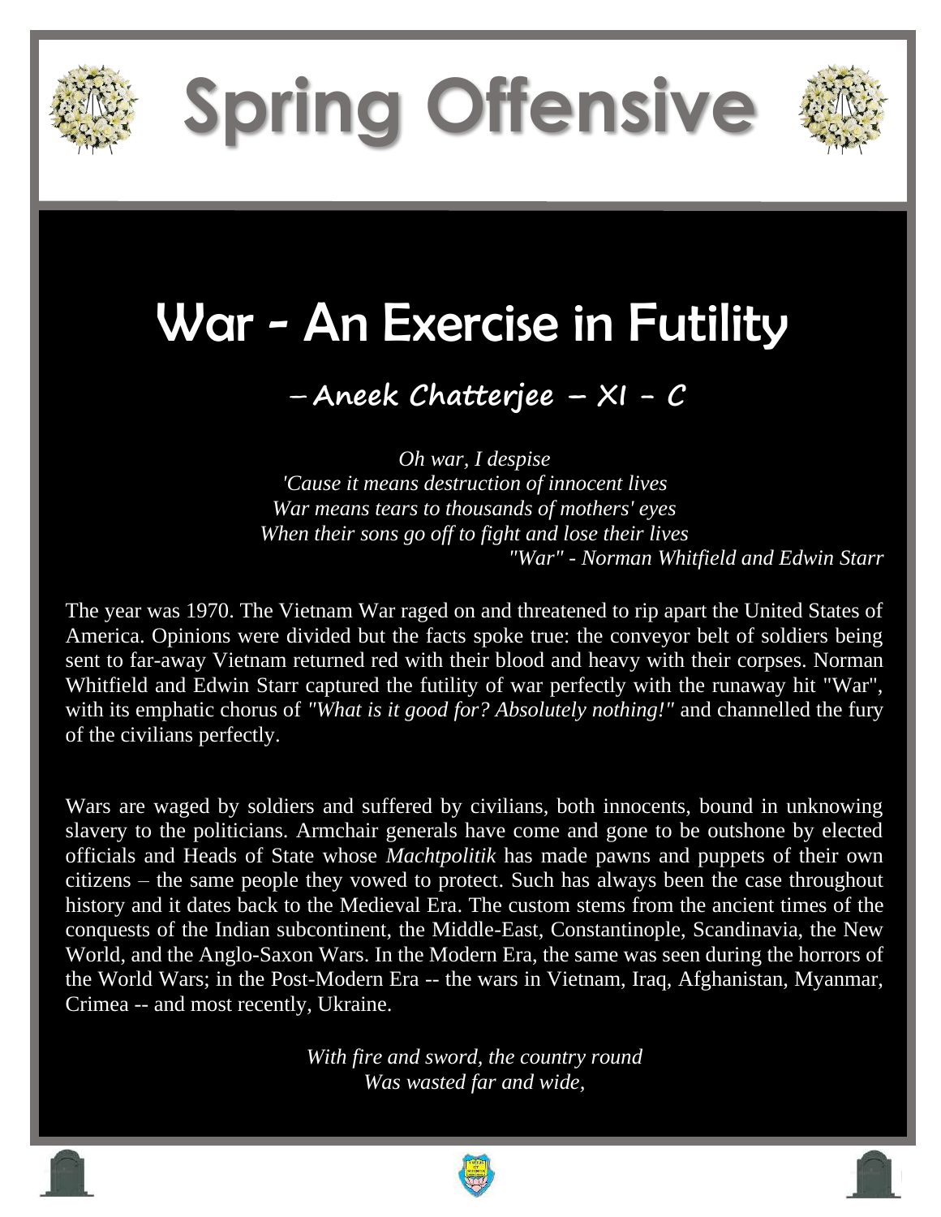# Spring Offensive

## War - An Exercise in Futility

**– Aneek Chatterjee – XI - C**

*Oh war, I despise*
*'Cause it means destruction of innocent lives*
*War means tears to thousands of mothers' eyes*
*When their sons go off to fight and lose their lives*
*"War" - Norman Whitfield and Edwin Starr*

The year was 1970. The Vietnam War raged on and threatened to rip apart the United States of America. Opinions were divided but the facts spoke true: the conveyor belt of soldiers being sent to far-away Vietnam returned red with their blood and heavy with their corpses. Norman Whitfield and Edwin Starr captured the futility of war perfectly with the runaway hit "War", with its emphatic chorus of *"What is it good for? Absolutely nothing!"* and channelled the fury of the civilians perfectly.

Wars are waged by soldiers and suffered by civilians, both innocents, bound in unknowing slavery to the politicians. Armchair generals have come and gone to be outshone by elected officials and Heads of State whose *Machtpolitik* has made pawns and puppets of their own citizens – the same people they vowed to protect. Such has always been the case throughout history and it dates back to the Medieval Era. The custom stems from the ancient times of the conquests of the Indian subcontinent, the Middle-East, Constantinople, Scandinavia, the New World, and the Anglo-Saxon Wars. In the Modern Era, the same was seen during the horrors of the World Wars; in the Post-Modern Era -- the wars in Vietnam, Iraq, Afghanistan, Myanmar, Crimea -- and most recently, Ukraine.

*With fire and sword, the country round*
*Was wasted far and wide,*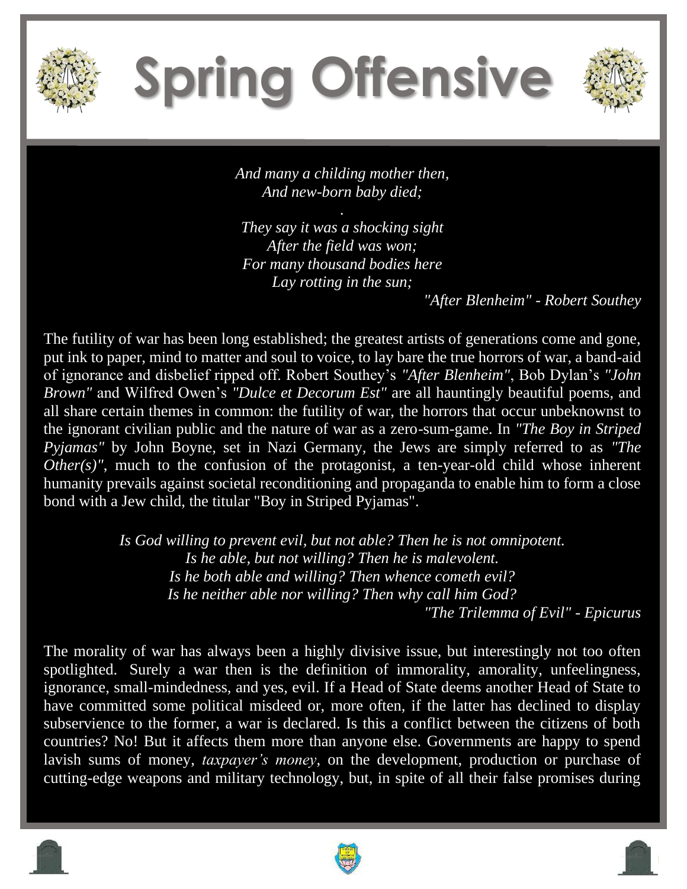# Spring Offensive

*And many a childing mother then,*
*And new-born baby died;*
*.*
*They say it was a shocking sight*
*After the field was won;*
*For many thousand bodies here*
*Lay rotting in the sun;*

*"After Blenheim" - Robert Southey*

The futility of war has been long established; the greatest artists of generations come and gone, put ink to paper, mind to matter and soul to voice, to lay bare the true horrors of war, a band-aid of ignorance and disbelief ripped off. Robert Southey's *"After Blenheim"*, Bob Dylan's *"John Brown"* and Wilfred Owen's *"Dulce et Decorum Est"* are all hauntingly beautiful poems, and all share certain themes in common: the futility of war, the horrors that occur unbeknownst to the ignorant civilian public and the nature of war as a zero-sum-game. In *"The Boy in Striped Pyjamas"* by John Boyne, set in Nazi Germany, the Jews are simply referred to as *"The Other(s)"*, much to the confusion of the protagonist, a ten-year-old child whose inherent humanity prevails against societal reconditioning and propaganda to enable him to form a close bond with a Jew child, the titular "Boy in Striped Pyjamas".

*Is God willing to prevent evil, but not able? Then he is not omnipotent.*
*Is he able, but not willing? Then he is malevolent.*
*Is he both able and willing? Then whence cometh evil?*
*Is he neither able nor willing? Then why call him God?*

*"The Trilemma of Evil" - Epicurus*

The morality of war has always been a highly divisive issue, but interestingly not too often spotlighted. Surely a war then is the definition of immorality, amorality, unfeelingness, ignorance, small-mindedness, and yes, evil. If a Head of State deems another Head of State to have committed some political misdeed or, more often, if the latter has declined to display subservience to the former, a war is declared. Is this a conflict between the citizens of both countries? No! But it affects them more than anyone else. Governments are happy to spend lavish sums of money, *taxpayer's money*, on the development, production or purchase of cutting-edge weapons and military technology, but, in spite of all their false promises during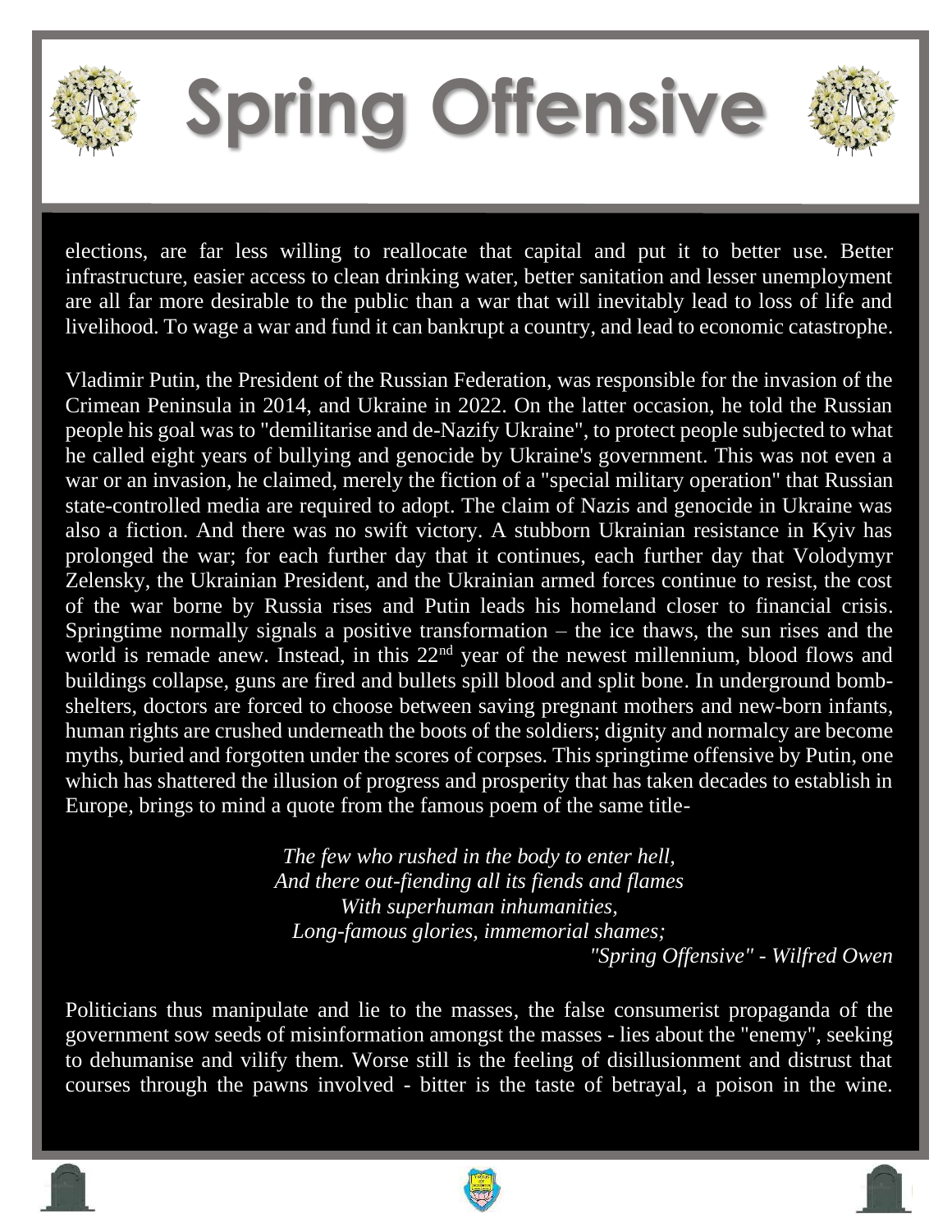# Spring Offensive

elections, are far less willing to reallocate that capital and put it to better use. Better infrastructure, easier access to clean drinking water, better sanitation and lesser unemployment are all far more desirable to the public than a war that will inevitably lead to loss of life and livelihood. To wage a war and fund it can bankrupt a country, and lead to economic catastrophe.

Vladimir Putin, the President of the Russian Federation, was responsible for the invasion of the Crimean Peninsula in 2014, and Ukraine in 2022. On the latter occasion, he told the Russian people his goal was to "demilitarise and de-Nazify Ukraine", to protect people subjected to what he called eight years of bullying and genocide by Ukraine's government. This was not even a war or an invasion, he claimed, merely the fiction of a "special military operation" that Russian state-controlled media are required to adopt. The claim of Nazis and genocide in Ukraine was also a fiction. And there was no swift victory. A stubborn Ukrainian resistance in Kyiv has prolonged the war; for each further day that it continues, each further day that Volodymyr Zelensky, the Ukrainian President, and the Ukrainian armed forces continue to resist, the cost of the war borne by Russia rises and Putin leads his homeland closer to financial crisis. Springtime normally signals a positive transformation – the ice thaws, the sun rises and the world is remade anew. Instead, in this 22nd year of the newest millennium, blood flows and buildings collapse, guns are fired and bullets spill blood and split bone. In underground bomb-shelters, doctors are forced to choose between saving pregnant mothers and new-born infants, human rights are crushed underneath the boots of the soldiers; dignity and normalcy are become myths, buried and forgotten under the scores of corpses. This springtime offensive by Putin, one which has shattered the illusion of progress and prosperity that has taken decades to establish in Europe, brings to mind a quote from the famous poem of the same title-

*The few who rushed in the body to enter hell,*
*And there out-fiending all its fiends and flames*
*With superhuman inhumanities,*
*Long-famous glories, immemorial shames;*

*"Spring Offensive" - Wilfred Owen*

Politicians thus manipulate and lie to the masses, the false consumerist propaganda of the government sow seeds of misinformation amongst the masses - lies about the "enemy", seeking to dehumanise and vilify them. Worse still is the feeling of disillusionment and distrust that courses through the pawns involved - bitter is the taste of betrayal, a poison in the wine.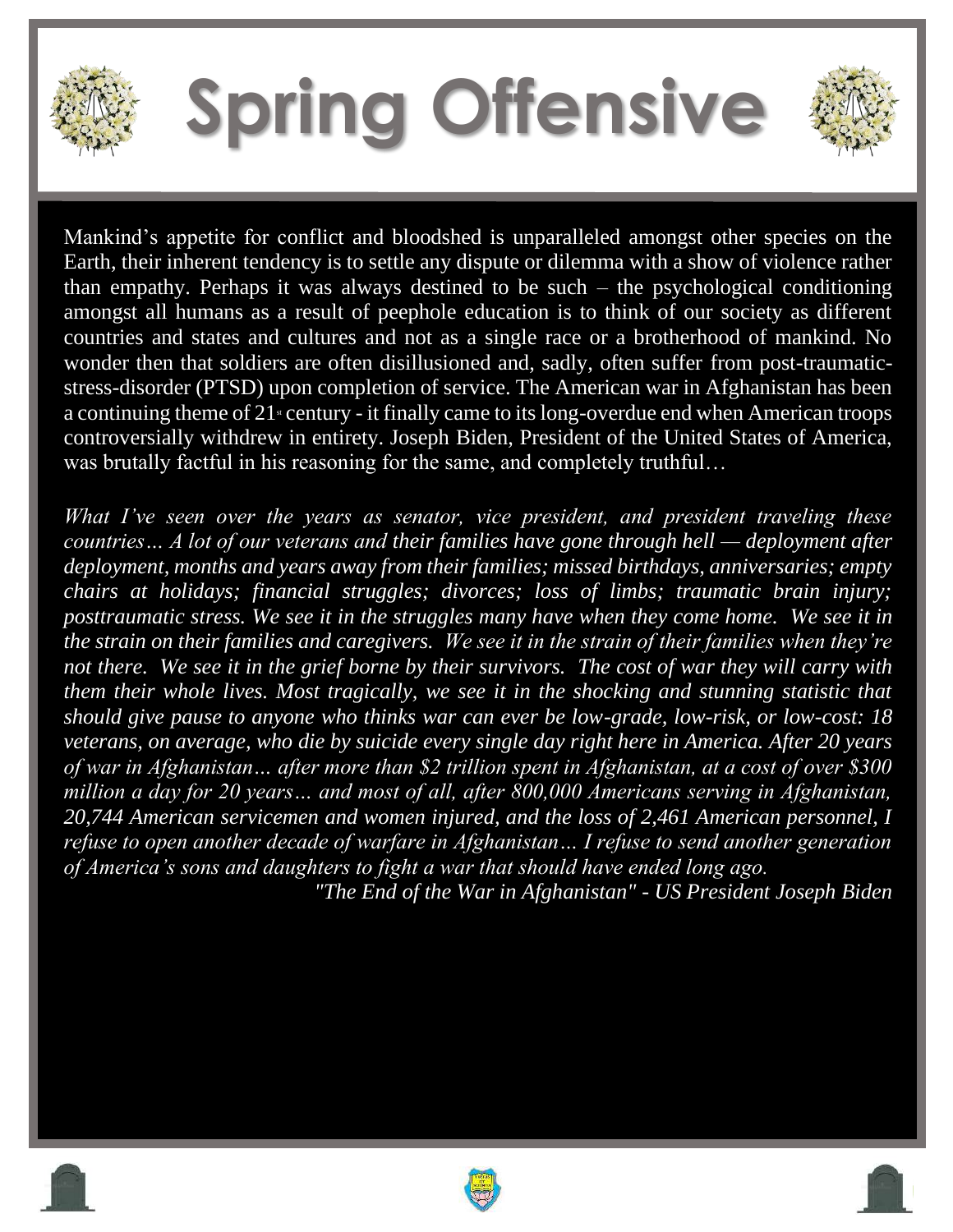# Spring Offensive

Mankind's appetite for conflict and bloodshed is unparalleled amongst other species on the Earth, their inherent tendency is to settle any dispute or dilemma with a show of violence rather than empathy. Perhaps it was always destined to be such – the psychological conditioning amongst all humans as a result of peephole education is to think of our society as different countries and states and cultures and not as a single race or a brotherhood of mankind. No wonder then that soldiers are often disillusioned and, sadly, often suffer from post-traumatic-stress-disorder (PTSD) upon completion of service. The American war in Afghanistan has been a continuing theme of 21st century - it finally came to its long-overdue end when American troops controversially withdrew in entirety. Joseph Biden, President of the United States of America, was brutally factful in his reasoning for the same, and completely truthful…

*What I've seen over the years as senator, vice president, and president traveling these countries… A lot of our veterans and their families have gone through hell — deployment after deployment, months and years away from their families; missed birthdays, anniversaries; empty chairs at holidays; financial struggles; divorces; loss of limbs; traumatic brain injury; posttraumatic stress. We see it in the struggles many have when they come home. We see it in the strain on their families and caregivers. We see it in the strain of their families when they're not there. We see it in the grief borne by their survivors. The cost of war they will carry with them their whole lives. Most tragically, we see it in the shocking and stunning statistic that should give pause to anyone who thinks war can ever be low-grade, low-risk, or low-cost: 18 veterans, on average, who die by suicide every single day right here in America. After 20 years of war in Afghanistan… after more than $2 trillion spent in Afghanistan, at a cost of over $300 million a day for 20 years… and most of all, after 800,000 Americans serving in Afghanistan, 20,744 American servicemen and women injured, and the loss of 2,461 American personnel, I refuse to open another decade of warfare in Afghanistan… I refuse to send another generation of America's sons and daughters to fight a war that should have ended long ago.*

*"The End of the War in Afghanistan" - US President Joseph Biden*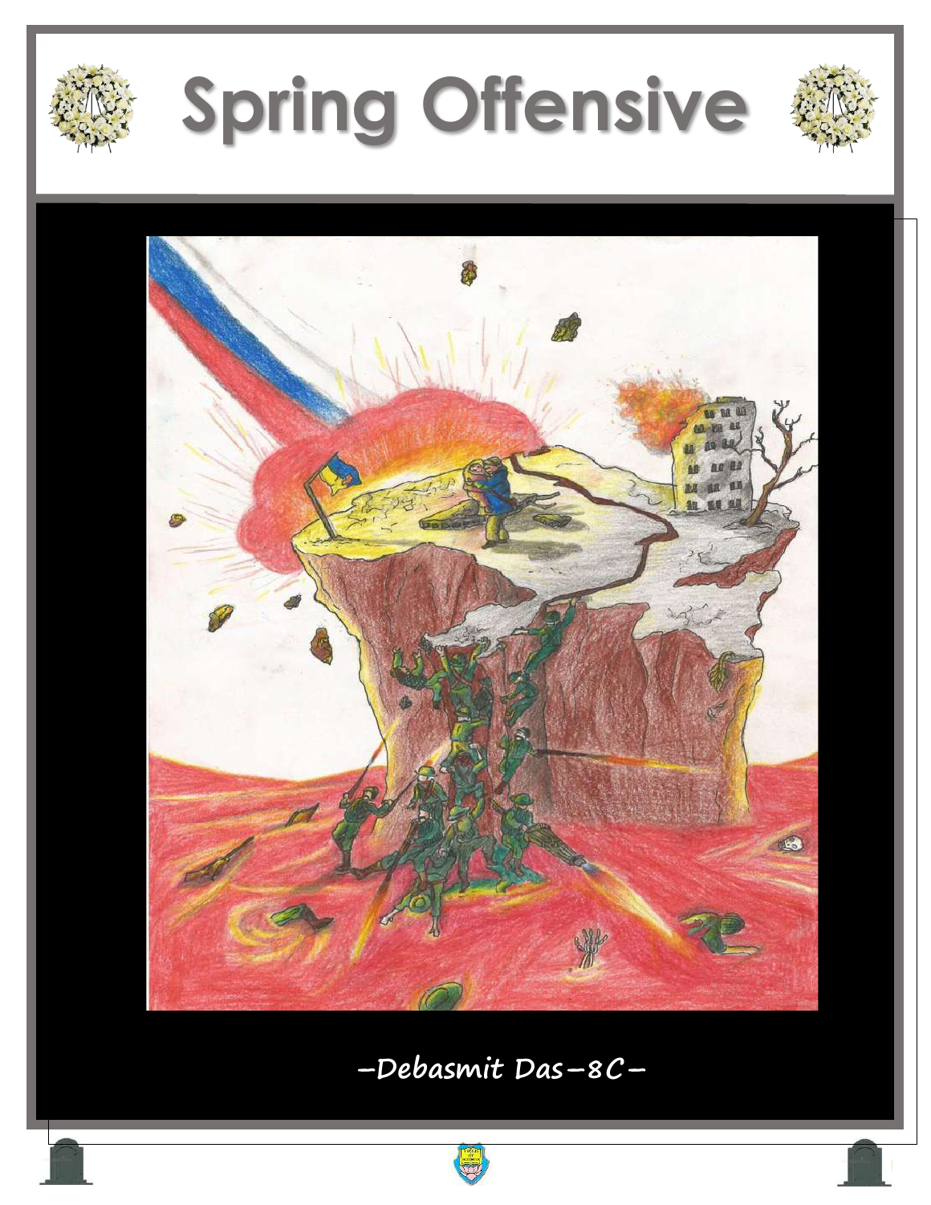# Spring Offensive

–Debasmit Das–8C–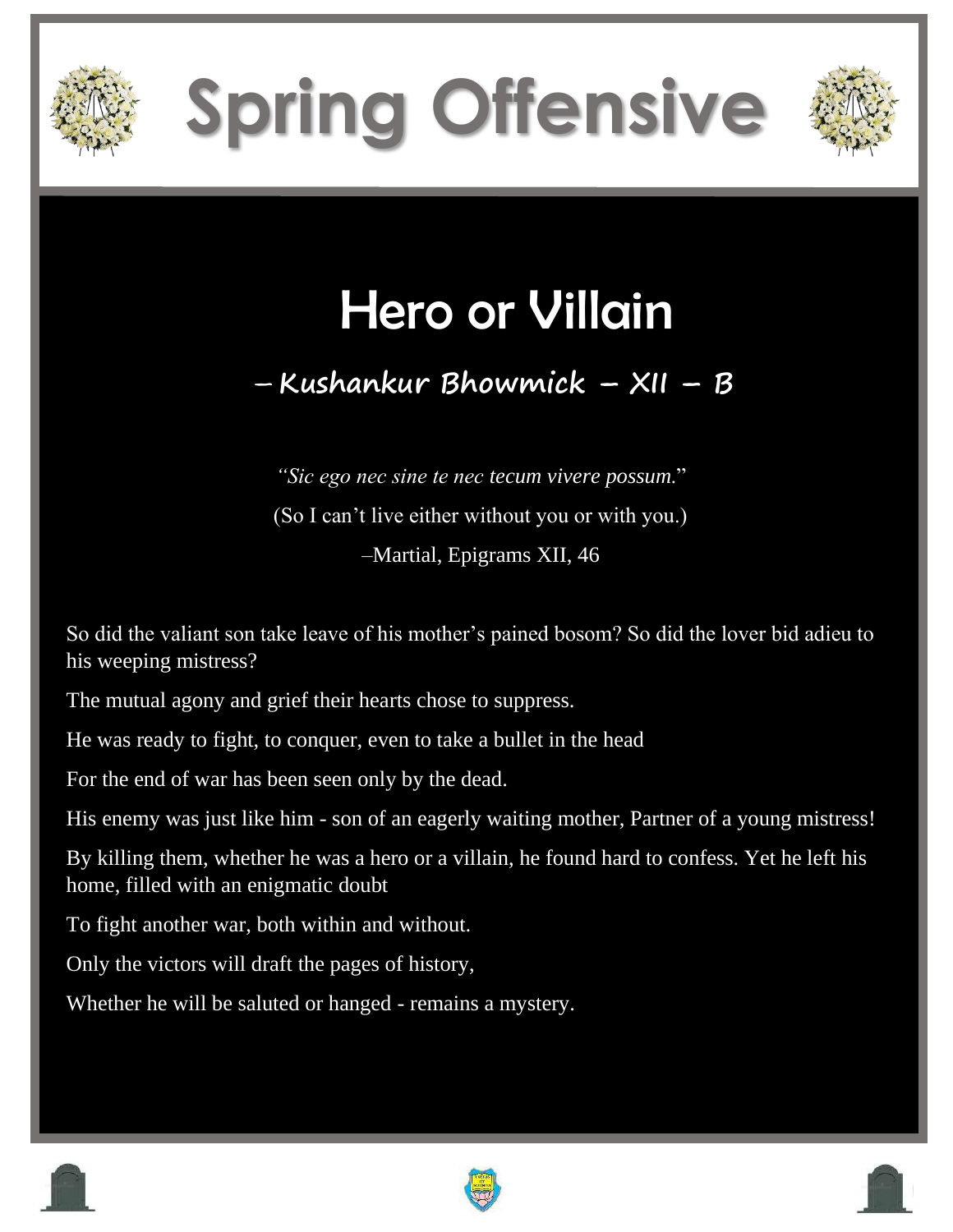# Spring Offensive

## Hero or Villain

### – Kushankur Bhowmick – XII – B

*"Sic ego nec sine te nec tecum vivere possum."*

(So I can't live either without you or with you.)

–Martial, Epigrams XII, 46

So did the valiant son take leave of his mother's pained bosom? So did the lover bid adieu to his weeping mistress?

The mutual agony and grief their hearts chose to suppress.

He was ready to fight, to conquer, even to take a bullet in the head

For the end of war has been seen only by the dead.

His enemy was just like him - son of an eagerly waiting mother, Partner of a young mistress!

By killing them, whether he was a hero or a villain, he found hard to confess. Yet he left his home, filled with an enigmatic doubt

To fight another war, both within and without.

Only the victors will draft the pages of history,

Whether he will be saluted or hanged - remains a mystery.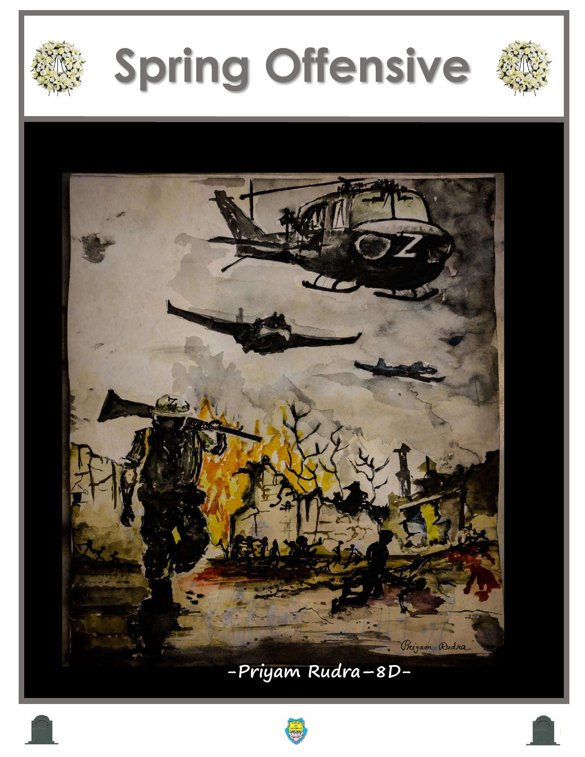# Spring Offensive

-Priyam Rudra–8D-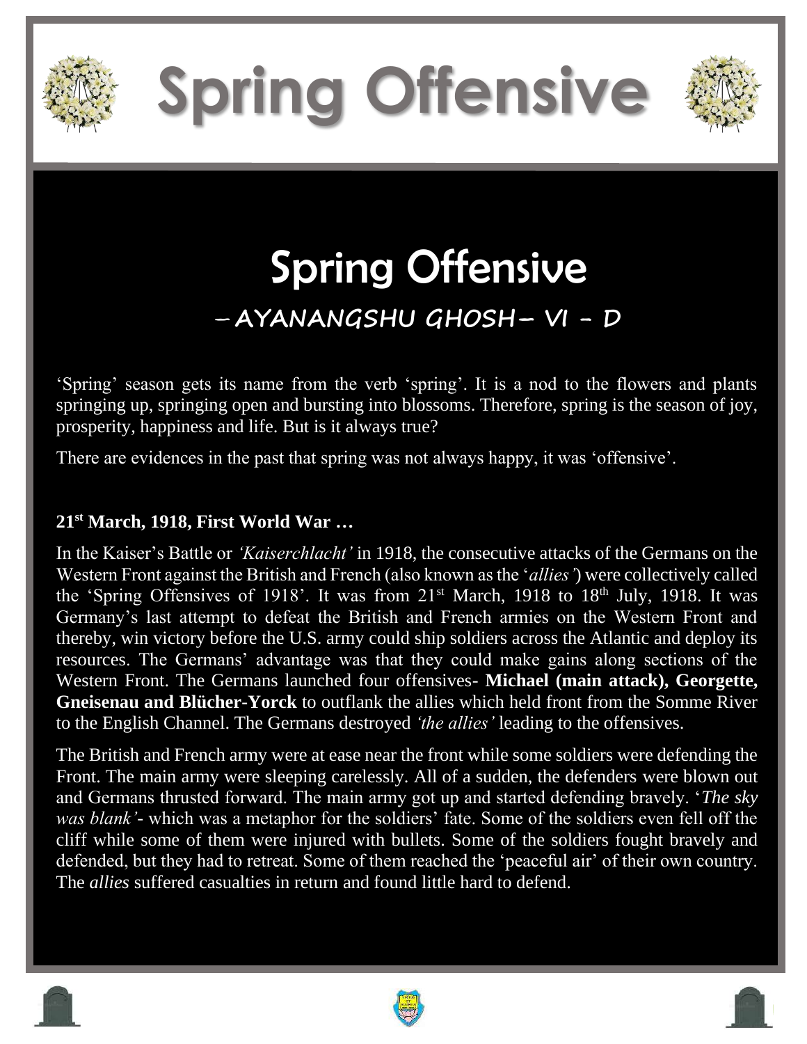# Spring Offensive

## Spring Offensive

### – AYANANGSHU GHOSH– VI - D

'Spring' season gets its name from the verb 'spring'. It is a nod to the flowers and plants springing up, springing open and bursting into blossoms. Therefore, spring is the season of joy, prosperity, happiness and life. But is it always true?

There are evidences in the past that spring was not always happy, it was 'offensive'.

**21st March, 1918, First World War …**

In the Kaiser's Battle or *'Kaiserchlacht'* in 1918, the consecutive attacks of the Germans on the Western Front against the British and French (also known as the '*allies'*) were collectively called the 'Spring Offensives of 1918'. It was from 21st March, 1918 to 18th July, 1918. It was Germany's last attempt to defeat the British and French armies on the Western Front and thereby, win victory before the U.S. army could ship soldiers across the Atlantic and deploy its resources. The Germans' advantage was that they could make gains along sections of the Western Front. The Germans launched four offensives- **Michael (main attack), Georgette, Gneisenau and Blücher-Yorck** to outflank the allies which held front from the Somme River to the English Channel. The Germans destroyed *'the allies'* leading to the offensives.

The British and French army were at ease near the front while some soldiers were defending the Front. The main army were sleeping carelessly. All of a sudden, the defenders were blown out and Germans thrusted forward. The main army got up and started defending bravely. '*The sky was blank'*- which was a metaphor for the soldiers' fate. Some of the soldiers even fell off the cliff while some of them were injured with bullets. Some of the soldiers fought bravely and defended, but they had to retreat. Some of them reached the 'peaceful air' of their own country. The *allies* suffered casualties in return and found little hard to defend.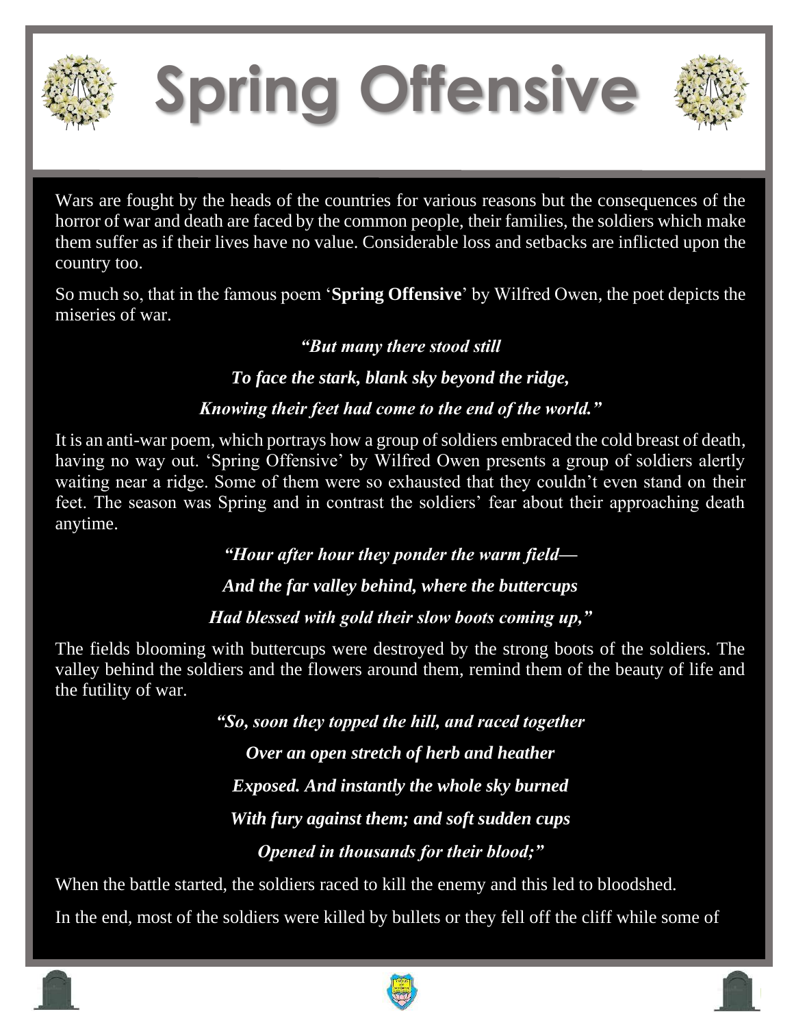# Spring Offensive

Wars are fought by the heads of the countries for various reasons but the consequences of the horror of war and death are faced by the common people, their families, the soldiers which make them suffer as if their lives have no value. Considerable loss and setbacks are inflicted upon the country too.

So much so, that in the famous poem '**Spring Offensive**' by Wilfred Owen, the poet depicts the miseries of war.

***"But many there stood still***

***To face the stark, blank sky beyond the ridge,***

***Knowing their feet had come to the end of the world."***

It is an anti-war poem, which portrays how a group of soldiers embraced the cold breast of death, having no way out. 'Spring Offensive' by Wilfred Owen presents a group of soldiers alertly waiting near a ridge. Some of them were so exhausted that they couldn't even stand on their feet. The season was Spring and in contrast the soldiers' fear about their approaching death anytime.

***"Hour after hour they ponder the warm field—***

***And the far valley behind, where the buttercups***

***Had blessed with gold their slow boots coming up,"***

The fields blooming with buttercups were destroyed by the strong boots of the soldiers. The valley behind the soldiers and the flowers around them, remind them of the beauty of life and the futility of war.

***"So, soon they topped the hill, and raced together***

***Over an open stretch of herb and heather***

***Exposed. And instantly the whole sky burned***

***With fury against them; and soft sudden cups***

***Opened in thousands for their blood;"***

When the battle started, the soldiers raced to kill the enemy and this led to bloodshed.

In the end, most of the soldiers were killed by bullets or they fell off the cliff while some of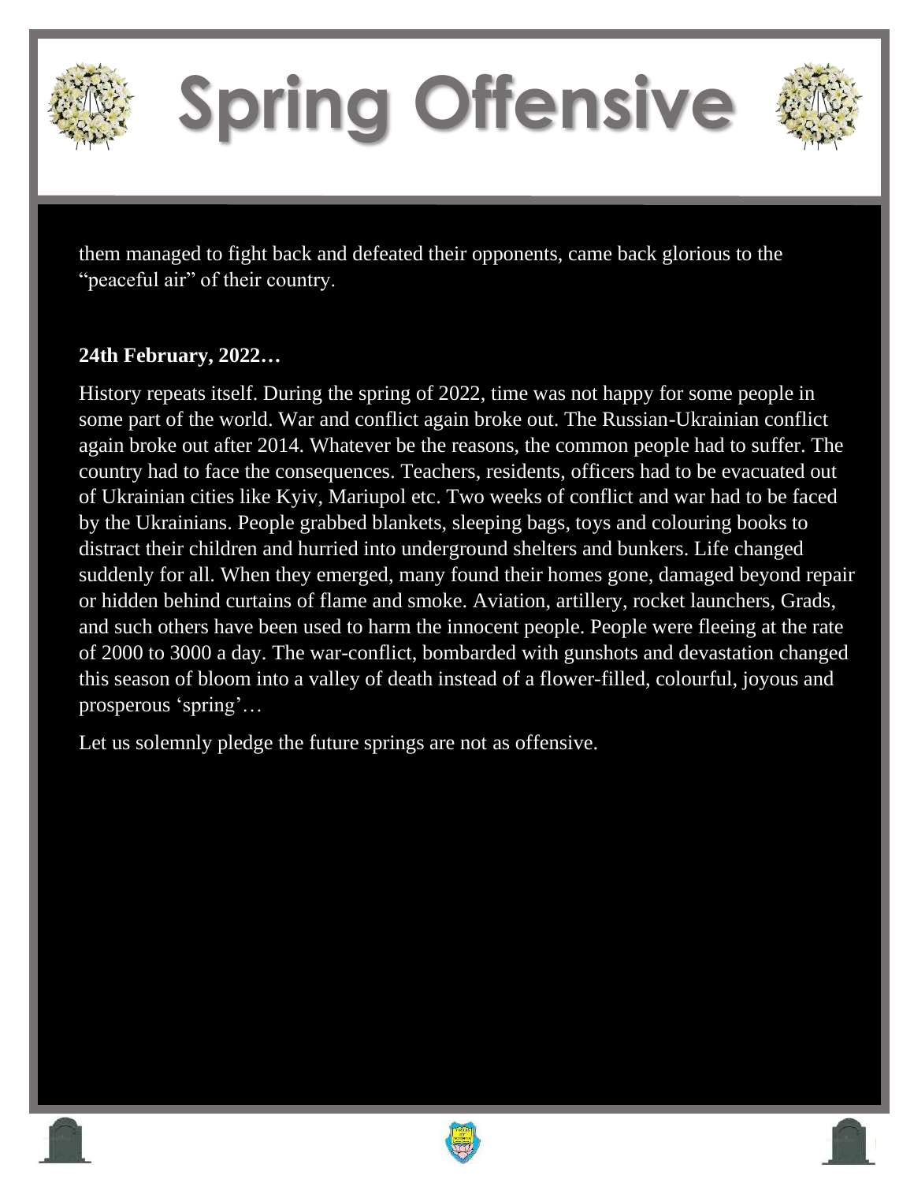# Spring Offensive

them managed to fight back and defeated their opponents, came back glorious to the "peaceful air" of their country.

**24th February, 2022…**

History repeats itself. During the spring of 2022, time was not happy for some people in some part of the world. War and conflict again broke out. The Russian-Ukrainian conflict again broke out after 2014. Whatever be the reasons, the common people had to suffer. The country had to face the consequences. Teachers, residents, officers had to be evacuated out of Ukrainian cities like Kyiv, Mariupol etc. Two weeks of conflict and war had to be faced by the Ukrainians. People grabbed blankets, sleeping bags, toys and colouring books to distract their children and hurried into underground shelters and bunkers. Life changed suddenly for all. When they emerged, many found their homes gone, damaged beyond repair or hidden behind curtains of flame and smoke. Aviation, artillery, rocket launchers, Grads, and such others have been used to harm the innocent people. People were fleeing at the rate of 2000 to 3000 a day. The war-conflict, bombarded with gunshots and devastation changed this season of bloom into a valley of death instead of a flower-filled, colourful, joyous and prosperous 'spring'…

Let us solemnly pledge the future springs are not as offensive.